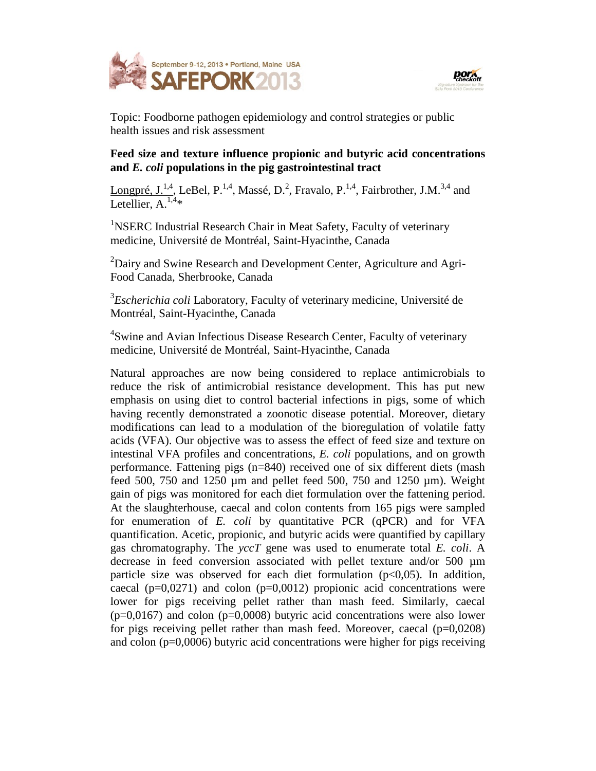Topic: Foodborne pathogen epidemiology and control strategies or public health issues and risk assessment

**Feed size and texture influence propionic and butyric acid concentrations and *E. coli* populations in the pig gastrointestinal tract**

Longpré, J.[1,4], LeBel, P.[1,4], Massé, D.[2], Fravalo, P.[1,4], Fairbrother, J.M.[3,4] and Letellier, A.[1,4]*

[1]NSERC Industrial Research Chair in Meat Safety, Faculty of veterinary medicine, Université de Montréal, Saint-Hyacinthe, Canada

[2]Dairy and Swine Research and Development Center, Agriculture and Agri-Food Canada, Sherbrooke, Canada

[3]*Escherichia coli* Laboratory, Faculty of veterinary medicine, Université de Montréal, Saint-Hyacinthe, Canada

[4]Swine and Avian Infectious Disease Research Center, Faculty of veterinary medicine, Université de Montréal, Saint-Hyacinthe, Canada

Natural approaches are now being considered to replace antimicrobials to reduce the risk of antimicrobial resistance development. This has put new emphasis on using diet to control bacterial infections in pigs, some of which having recently demonstrated a zoonotic disease potential. Moreover, dietary modifications can lead to a modulation of the bioregulation of volatile fatty acids (VFA). Our objective was to assess the effect of feed size and texture on intestinal VFA profiles and concentrations, *E. coli* populations, and on growth performance. Fattening pigs (n=840) received one of six different diets (mash feed 500, 750 and 1250 µm and pellet feed 500, 750 and 1250 µm). Weight gain of pigs was monitored for each diet formulation over the fattening period. At the slaughterhouse, caecal and colon contents from 165 pigs were sampled for enumeration of *E. coli* by quantitative PCR (qPCR) and for VFA quantification. Acetic, propionic, and butyric acids were quantified by capillary gas chromatography. The *yccT* gene was used to enumerate total *E. coli*. A decrease in feed conversion associated with pellet texture and/or 500 µm particle size was observed for each diet formulation ($p<0,05$). In addition, caecal ($p=0,0271$) and colon ($p=0,0012$) propionic acid concentrations were lower for pigs receiving pellet rather than mash feed. Similarly, caecal ($p=0,0167$) and colon ($p=0,0008$) butyric acid concentrations were also lower for pigs receiving pellet rather than mash feed. Moreover, caecal ($p=0,0208$) and colon ($p=0,0006$) butyric acid concentrations were higher for pigs receiving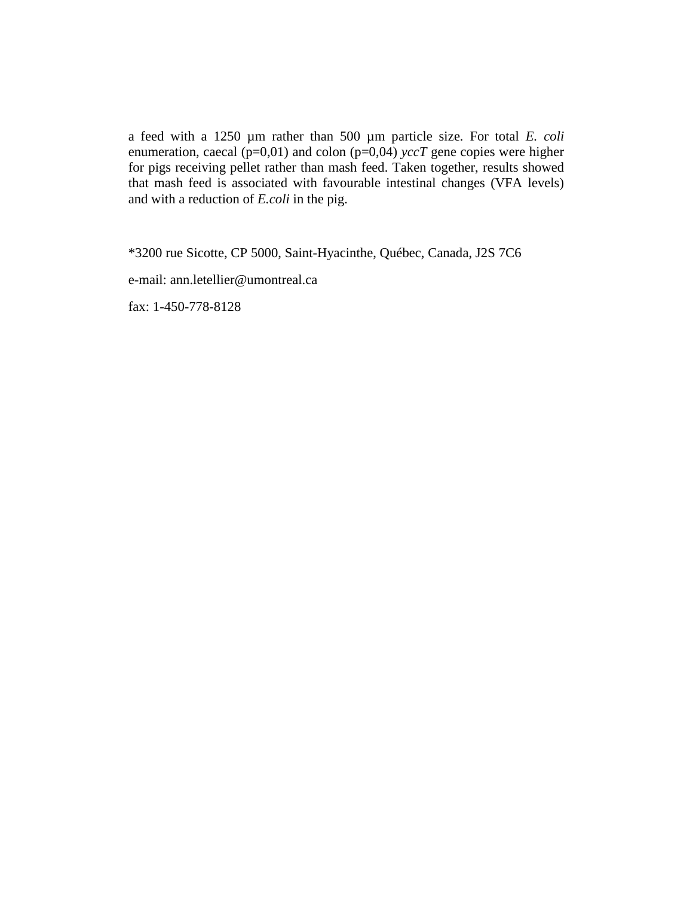a feed with a 1250 µm rather than 500 µm particle size. For total *E. coli* enumeration, caecal (p=0,01) and colon (p=0,04) *yccT* gene copies were higher for pigs receiving pellet rather than mash feed. Taken together, results showed that mash feed is associated with favourable intestinal changes (VFA levels) and with a reduction of *E.coli* in the pig.

*3200 rue Sicotte, CP 5000, Saint-Hyacinthe, Québec, Canada, J2S 7C6

e-mail: ann.letellier@umontreal.ca

fax: 1-450-778-8128